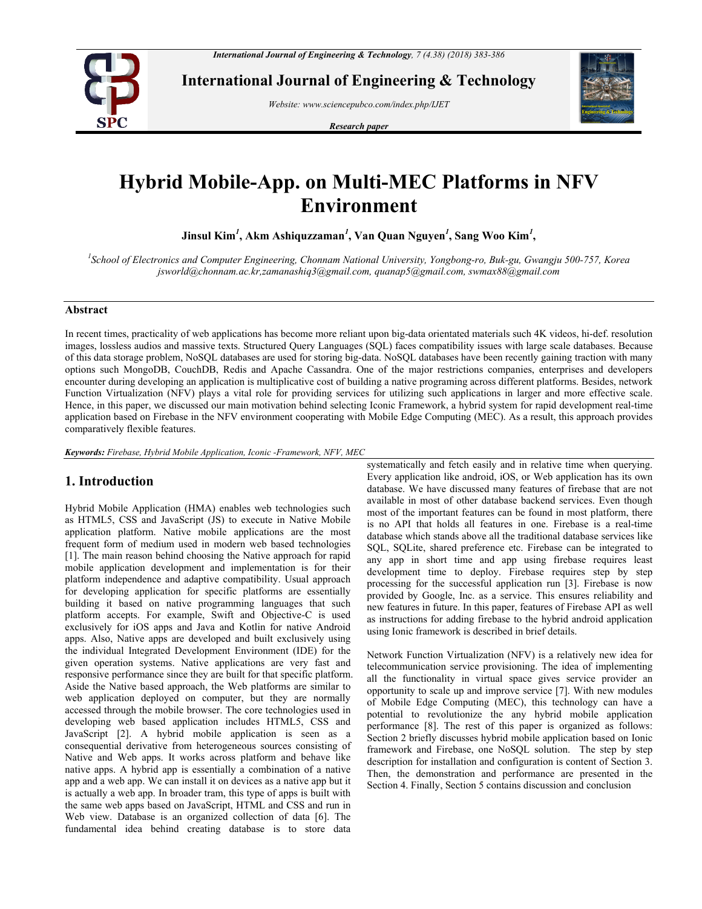# Hybrid Mobile-App. on Multi-MEC Platforms in NFV Environment

**Jinsul Kim[1], Akm Ashiquzzaman[1], Van Quan Nguyen[1], Sang Woo Kim[1],**

*[1]School of Electronics and Computer Engineering, Chonnam National University, Yongbong-ro, Buk-gu, Gwangju 500-757, Korea*
*jsworld@chonnam.ac.kr,zamanashiq3@gmail.com, quanap5@gmail.com, swmax88@gmail.com*

## Abstract

In recent times, practicality of web applications has become more reliant upon big-data orientated materials such 4K videos, hi-def. resolution images, lossless audios and massive texts. Structured Query Languages (SQL) faces compatibility issues with large scale databases. Because of this data storage problem, NoSQL databases are used for storing big-data. NoSQL databases have been recently gaining traction with many options such MongoDB, CouchDB, Redis and Apache Cassandra. One of the major restrictions companies, enterprises and developers encounter during developing an application is multiplicative cost of building a native programing across different platforms. Besides, network Function Virtualization (NFV) plays a vital role for providing services for utilizing such applications in larger and more effective scale. Hence, in this paper, we discussed our main motivation behind selecting Iconic Framework, a hybrid system for rapid development real-time application based on Firebase in the NFV environment cooperating with Mobile Edge Computing (MEC). As a result, this approach provides comparatively flexible features.

***Keywords:*** *Firebase, Hybrid Mobile Application, Iconic -Framework, NFV, MEC*

## 1. Introduction

Hybrid Mobile Application (HMA) enables web technologies such as HTML5, CSS and JavaScript (JS) to execute in Native Mobile application platform. Native mobile applications are the most frequent form of medium used in modern web based technologies [1]. The main reason behind choosing the Native approach for rapid mobile application development and implementation is for their platform independence and adaptive compatibility. Usual approach for developing application for specific platforms are essentially building it based on native programming languages that such platform accepts. For example, Swift and Objective-C is used exclusively for iOS apps and Java and Kotlin for native Android apps. Also, Native apps are developed and built exclusively using the individual Integrated Development Environment (IDE) for the given operation systems. Native applications are very fast and responsive performance since they are built for that specific platform. Aside the Native based approach, the Web platforms are similar to web application deployed on computer, but they are normally accessed through the mobile browser. The core technologies used in developing web based application includes HTML5, CSS and JavaScript [2]. A hybrid mobile application is seen as a consequential derivative from heterogeneous sources consisting of Native and Web apps. It works across platform and behave like native apps. A hybrid app is essentially a combination of a native app and a web app. We can install it on devices as a native app but it is actually a web app. In broader tram, this type of apps is built with the same web apps based on JavaScript, HTML and CSS and run in Web view. Database is an organized collection of data [6]. The fundamental idea behind creating database is to store data systematically and fetch easily and in relative time when querying. Every application like android, iOS, or Web application has its own database. We have discussed many features of firebase that are not available in most of other database backend services. Even though most of the important features can be found in most platform, there is no API that holds all features in one. Firebase is a real-time database which stands above all the traditional database services like SQL, SQLite, shared preference etc. Firebase can be integrated to any app in short time and app using firebase requires least development time to deploy. Firebase requires step by step processing for the successful application run [3]. Firebase is now provided by Google, Inc. as a service. This ensures reliability and new features in future. In this paper, features of Firebase API as well as instructions for adding firebase to the hybrid android application using Ionic framework is described in brief details.

Network Function Virtualization (NFV) is a relatively new idea for telecommunication service provisioning. The idea of implementing all the functionality in virtual space gives service provider an opportunity to scale up and improve service [7]. With new modules of Mobile Edge Computing (MEC), this technology can have a potential to revolutionize the any hybrid mobile application performance [8]. The rest of this paper is organized as follows: Section 2 briefly discusses hybrid mobile application based on Ionic framework and Firebase, one NoSQL solution. The step by step description for installation and configuration is content of Section 3. Then, the demonstration and performance are presented in the Section 4. Finally, Section 5 contains discussion and conclusion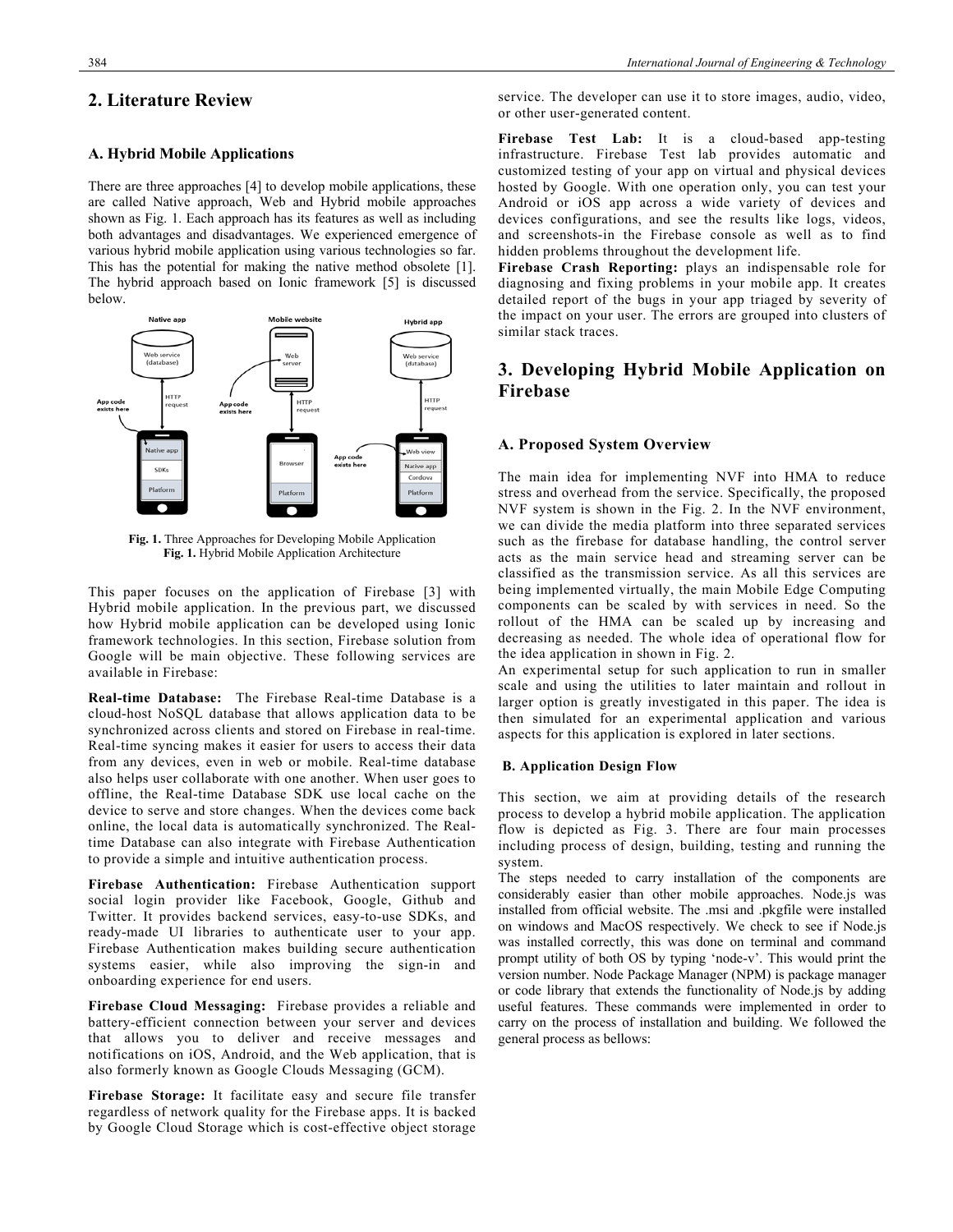## 2. Literature Review

### A. Hybrid Mobile Applications

There are three approaches [4] to develop mobile applications, these are called Native approach, Web and Hybrid mobile approaches shown as Fig. 1. Each approach has its features as well as including both advantages and disadvantages. We experienced emergence of various hybrid mobile application using various technologies so far. This has the potential for making the native method obsolete [1]. The hybrid approach based on Ionic framework [5] is discussed below.

Native app

Mobile website

Hybrid app

Web service (database)

Web server

Web service (database)

App code exists here

HTTP request

App code exists here

HTTP request

HTTP request

App code exists here

Native app

SDKs

Platform

Browser

Platform

Web view

Native app

Cordova

Platform

**Fig. 1.** Three Approaches for Developing Mobile Application
**Fig. 1.** Hybrid Mobile Application Architecture

This paper focuses on the application of Firebase [3] with Hybrid mobile application. In the previous part, we discussed how Hybrid mobile application can be developed using Ionic framework technologies. In this section, Firebase solution from Google will be main objective. These following services are available in Firebase:

**Real-time Database:** The Firebase Real-time Database is a cloud-host NoSQL database that allows application data to be synchronized across clients and stored on Firebase in real-time. Real-time syncing makes it easier for users to access their data from any devices, even in web or mobile. Real-time database also helps user collaborate with one another. When user goes to offline, the Real-time Database SDK use local cache on the device to serve and store changes. When the devices come back online, the local data is automatically synchronized. The Real-time Database can also integrate with Firebase Authentication to provide a simple and intuitive authentication process.

**Firebase Authentication:** Firebase Authentication support social login provider like Facebook, Google, Github and Twitter. It provides backend services, easy-to-use SDKs, and ready-made UI libraries to authenticate user to your app. Firebase Authentication makes building secure authentication systems easier, while also improving the sign-in and onboarding experience for end users.

**Firebase Cloud Messaging:** Firebase provides a reliable and battery-efficient connection between your server and devices that allows you to deliver and receive messages and notifications on iOS, Android, and the Web application, that is also formerly known as Google Clouds Messaging (GCM).

**Firebase Storage:** It facilitate easy and secure file transfer regardless of network quality for the Firebase apps. It is backed by Google Cloud Storage which is cost-effective object storage service. The developer can use it to store images, audio, video, or other user-generated content.

**Firebase Test Lab:** It is a cloud-based app-testing infrastructure. Firebase Test lab provides automatic and customized testing of your app on virtual and physical devices hosted by Google. With one operation only, you can test your Android or iOS app across a wide variety of devices and devices configurations, and see the results like logs, videos, and screenshots-in the Firebase console as well as to find hidden problems throughout the development life.

**Firebase Crash Reporting:** plays an indispensable role for diagnosing and fixing problems in your mobile app. It creates detailed report of the bugs in your app triaged by severity of the impact on your user. The errors are grouped into clusters of similar stack traces.

## 3. Developing Hybrid Mobile Application on Firebase

### A. Proposed System Overview

The main idea for implementing NVF into HMA to reduce stress and overhead from the service. Specifically, the proposed NVF system is shown in the Fig. 2. In the NVF environment, we can divide the media platform into three separated services such as the firebase for database handling, the control server acts as the main service head and streaming server can be classified as the transmission service. As all this services are being implemented virtually, the main Mobile Edge Computing components can be scaled by with services in need. So the rollout of the HMA can be scaled up by increasing and decreasing as needed. The whole idea of operational flow for the idea application in shown in Fig. 2.

An experimental setup for such application to run in smaller scale and using the utilities to later maintain and rollout in larger option is greatly investigated in this paper. The idea is then simulated for an experimental application and various aspects for this application is explored in later sections.

### B. Application Design Flow

This section, we aim at providing details of the research process to develop a hybrid mobile application. The application flow is depicted as Fig. 3. There are four main processes including process of design, building, testing and running the system.

The steps needed to carry installation of the components are considerably easier than other mobile approaches. Node.js was installed from official website. The .msi and .pkgfile were installed on windows and MacOS respectively. We check to see if Node.js was installed correctly, this was done on terminal and command prompt utility of both OS by typing 'node-v'. This would print the version number. Node Package Manager (NPM) is package manager or code library that extends the functionality of Node.js by adding useful features. These commands were implemented in order to carry on the process of installation and building. We followed the general process as bellows: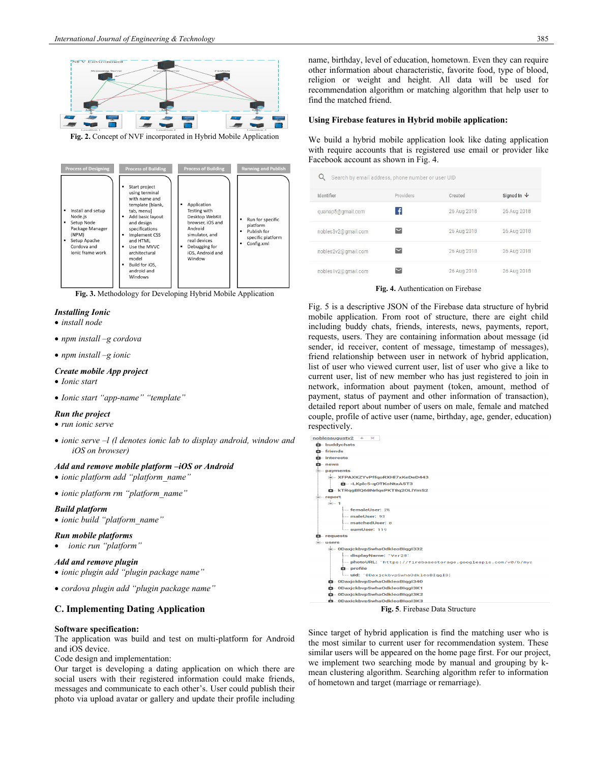Fig. 2. Concept of NVF incorporated in Hybrid Mobile Application

Fig. 3. Methodology for Developing Hybrid Mobile Application

***Installing Ionic***

- *install node*
- *npm install –g cordova*
- *npm install –g ionic*

***Create mobile App project***

- *Ionic start*
- *Ionic start "app-name" "template"*

***Run the project***

- *run ionic serve*
- *ionic serve –l (l denotes ionic lab to display android, window and iOS on browser)*

***Add and remove mobile platform –iOS or Android***

- *ionic platform add "platform_name"*
- *ionic platform rm "platform_name"*

***Build platform***

- *ionic build "platform_name"*

***Run mobile platforms***

- *ionic run "platform"*

***Add and remove plugin***

- *ionic plugin add "plugin package name"*
- *cordova plugin add "plugin package name"*

## C. Implementing Dating Application

**Software specification:**

The application was build and test on multi-platform for Android and iOS device.

Code design and implementation:

Our target is developing a dating application on which there are social users with their registered information could make friends, messages and communicate to each other's. User could publish their photo via upload avatar or gallery and update their profile including name, birthday, level of education, hometown. Even they can require other information about characteristic, favorite food, type of blood, religion or weight and height. All data will be used for recommendation algorithm or matching algorithm that help user to find the matched friend.

**Using Firebase features in Hybrid mobile application:**

We build a hybrid mobile application look like dating application with require accounts that is registered use email or provider like Facebook account as shown in Fig. 4.

Fig. 4. Authentication on Firebase

Fig. 5 is a descriptive JSON of the Firebase data structure of hybrid mobile application. From root of structure, there are eight child including buddy chats, friends, interests, news, payments, report, requests, users. They are containing information about message (id sender, id receiver, content of message, timestamp of messages), friend relationship between user in network of hybrid application, list of user who viewed current user, list of user who give a like to current user, list of new member who has just registered to join in network, information about payment (token, amount, method of payment, status of payment and other information of transaction), detailed report about number of users on male, female and matched couple, profile of active user (name, birthday, age, gender, education) respectively.

Fig. 5. Firebase Data Structure

Since target of hybrid application is find the matching user who is the most similar to current user for recommendation system. These similar users will be appeared on the home page first. For our project, we implement two searching mode by manual and grouping by k-mean clustering algorithm. Searching algorithm refer to information of hometown and target (marriage or remarriage).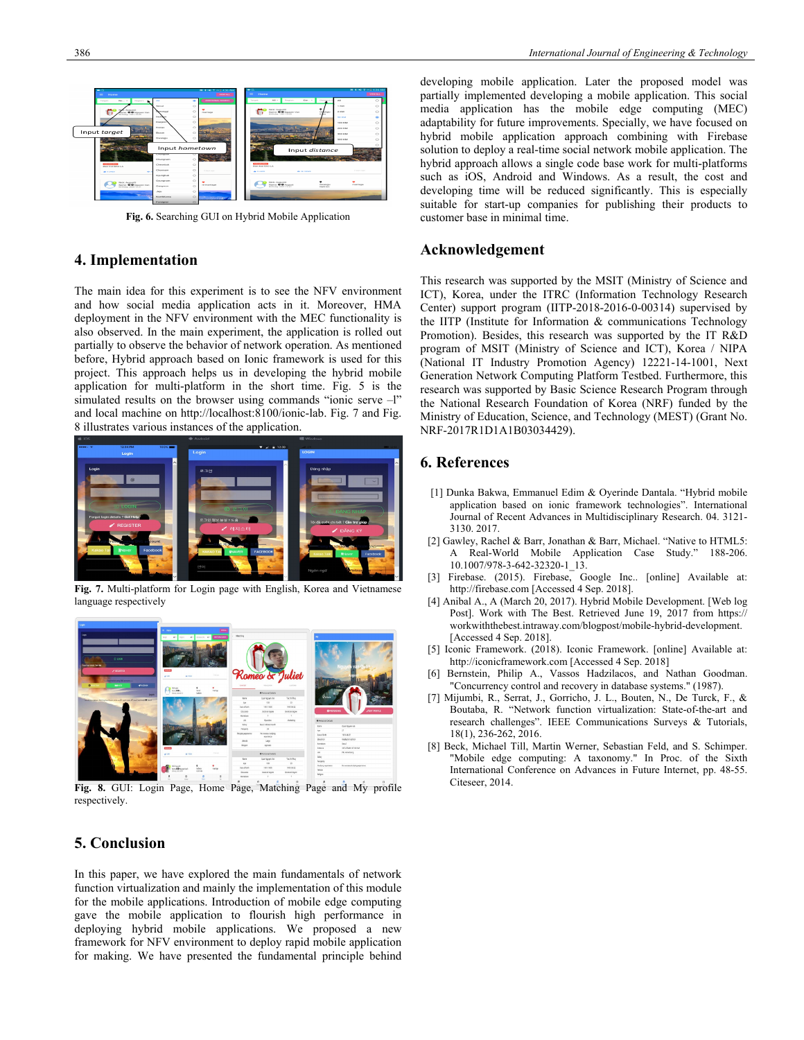Fig. 6. Searching GUI on Hybrid Mobile Application

## 4. Implementation

The main idea for this experiment is to see the NFV environment and how social media application acts in it. Moreover, HMA deployment in the NFV environment with the MEC functionality is also observed. In the main experiment, the application is rolled out partially to observe the behavior of network operation. As mentioned before, Hybrid approach based on Ionic framework is used for this project. This approach helps us in developing the hybrid mobile application for multi-platform in the short time. Fig. 5 is the simulated results on the browser using commands "ionic serve –l" and local machine on http://localhost:8100/ionic-lab. Fig. 7 and Fig. 8 illustrates various instances of the application.

**Fig. 7.** Multi-platform for Login page with English, Korea and Vietnamese language respectively

**Fig. 8.** GUI: Login Page, Home Page, Matching Page and My profile respectively.

## 5. Conclusion

In this paper, we have explored the main fundamentals of network function virtualization and mainly the implementation of this module for the mobile applications. Introduction of mobile edge computing gave the mobile application to flourish high performance in deploying hybrid mobile applications. We proposed a new framework for NFV environment to deploy rapid mobile application for making. We have presented the fundamental principle behind developing mobile application. Later the proposed model was partially implemented developing a mobile application. This social media application has the mobile edge computing (MEC) adaptability for future improvements. Specially, we have focused on hybrid mobile application approach combining with Firebase solution to deploy a real-time social network mobile application. The hybrid approach allows a single code base work for multi-platforms such as iOS, Android and Windows. As a result, the cost and developing time will be reduced significantly. This is especially suitable for start-up companies for publishing their products to customer base in minimal time.

## Acknowledgement

This research was supported by the MSIT (Ministry of Science and ICT), Korea, under the ITRC (Information Technology Research Center) support program (IITP-2018-2016-0-00314) supervised by the IITP (Institute for Information & communications Technology Promotion). Besides, this research was supported by the IT R&D program of MSIT (Ministry of Science and ICT), Korea / NIPA (National IT Industry Promotion Agency) 12221-14-1001, Next Generation Network Computing Platform Testbed. Furthermore, this research was supported by Basic Science Research Program through the National Research Foundation of Korea (NRF) funded by the Ministry of Education, Science, and Technology (MEST) (Grant No. NRF-2017R1D1A1B03034429).

## 6. References

[1] Dunka Bakwa, Emmanuel Edim & Oyerinde Dantala. "Hybrid mobile application based on ionic framework technologies". International Journal of Recent Advances in Multidisciplinary Research. 04. 3121-3130. 2017.

[2] Gawley, Rachel & Barr, Jonathan & Barr, Michael. "Native to HTML5: A Real-World Mobile Application Case Study." 188-206. 10.1007/978-3-642-32320-1_13.

[3] Firebase. (2015). Firebase, Google Inc.. [online] Available at: http://firebase.com [Accessed 4 Sep. 2018].

[4] Anibal A., A (March 20, 2017). Hybrid Mobile Development. [Web log Post]. Work with The Best. Retrieved June 19, 2017 from https://workwiththebest.intraway.com/blogpost/mobile-hybrid-development. [Accessed 4 Sep. 2018].

[5] Iconic Framework. (2018). Iconic Framework. [online] Available at: http://iconicframework.com [Accessed 4 Sep. 2018].

[6] Bernstein, Philip A., Vassos Hadzilacos, and Nathan Goodman. "Concurrency control and recovery in database systems." (1987).

[7] Mijumbi, R., Serrat, J., Gorricho, J. L., Bouten, N., De Turck, F., & Boutaba, R. "Network function virtualization: State-of-the-art and research challenges". IEEE Communications Surveys & Tutorials, 18(1), 236-262, 2016.

[8] Beck, Michael Till, Martin Werner, Sebastian Feld, and S. Schimper. "Mobile edge computing: A taxonomy." In Proc. of the Sixth International Conference on Advances in Future Internet, pp. 48-55. Citeseer, 2014.